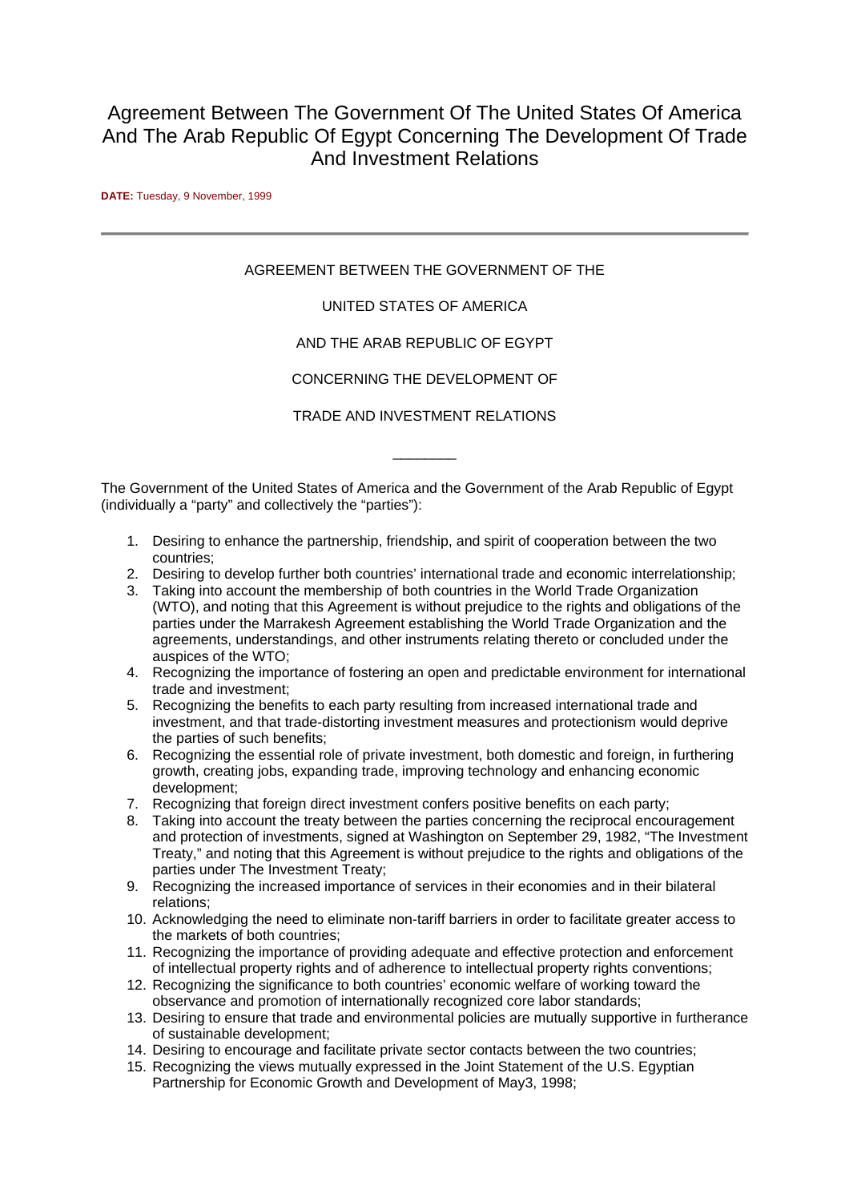# Agreement Between The Government Of The United States Of America And The Arab Republic Of Egypt Concerning The Development Of Trade And Investment Relations

**DATE:** Tuesday, 9 November, 1999

---

AGREEMENT BETWEEN THE GOVERNMENT OF THE

UNITED STATES OF AMERICA

AND THE ARAB REPUBLIC OF EGYPT

CONCERNING THE DEVELOPMENT OF

TRADE AND INVESTMENT RELATIONS

________

The Government of the United States of America and the Government of the Arab Republic of Egypt (individually a "party" and collectively the "parties"):

1. Desiring to enhance the partnership, friendship, and spirit of cooperation between the two countries;
2. Desiring to develop further both countries' international trade and economic interrelationship;
3. Taking into account the membership of both countries in the World Trade Organization (WTO), and noting that this Agreement is without prejudice to the rights and obligations of the parties under the Marrakesh Agreement establishing the World Trade Organization and the agreements, understandings, and other instruments relating thereto or concluded under the auspices of the WTO;
4. Recognizing the importance of fostering an open and predictable environment for international trade and investment;
5. Recognizing the benefits to each party resulting from increased international trade and investment, and that trade-distorting investment measures and protectionism would deprive the parties of such benefits;
6. Recognizing the essential role of private investment, both domestic and foreign, in furthering growth, creating jobs, expanding trade, improving technology and enhancing economic development;
7. Recognizing that foreign direct investment confers positive benefits on each party;
8. Taking into account the treaty between the parties concerning the reciprocal encouragement and protection of investments, signed at Washington on September 29, 1982, "The Investment Treaty," and noting that this Agreement is without prejudice to the rights and obligations of the parties under The Investment Treaty;
9. Recognizing the increased importance of services in their economies and in their bilateral relations;
10. Acknowledging the need to eliminate non-tariff barriers in order to facilitate greater access to the markets of both countries;
11. Recognizing the importance of providing adequate and effective protection and enforcement of intellectual property rights and of adherence to intellectual property rights conventions;
12. Recognizing the significance to both countries' economic welfare of working toward the observance and promotion of internationally recognized core labor standards;
13. Desiring to ensure that trade and environmental policies are mutually supportive in furtherance of sustainable development;
14. Desiring to encourage and facilitate private sector contacts between the two countries;
15. Recognizing the views mutually expressed in the Joint Statement of the U.S. Egyptian Partnership for Economic Growth and Development of May3, 1998;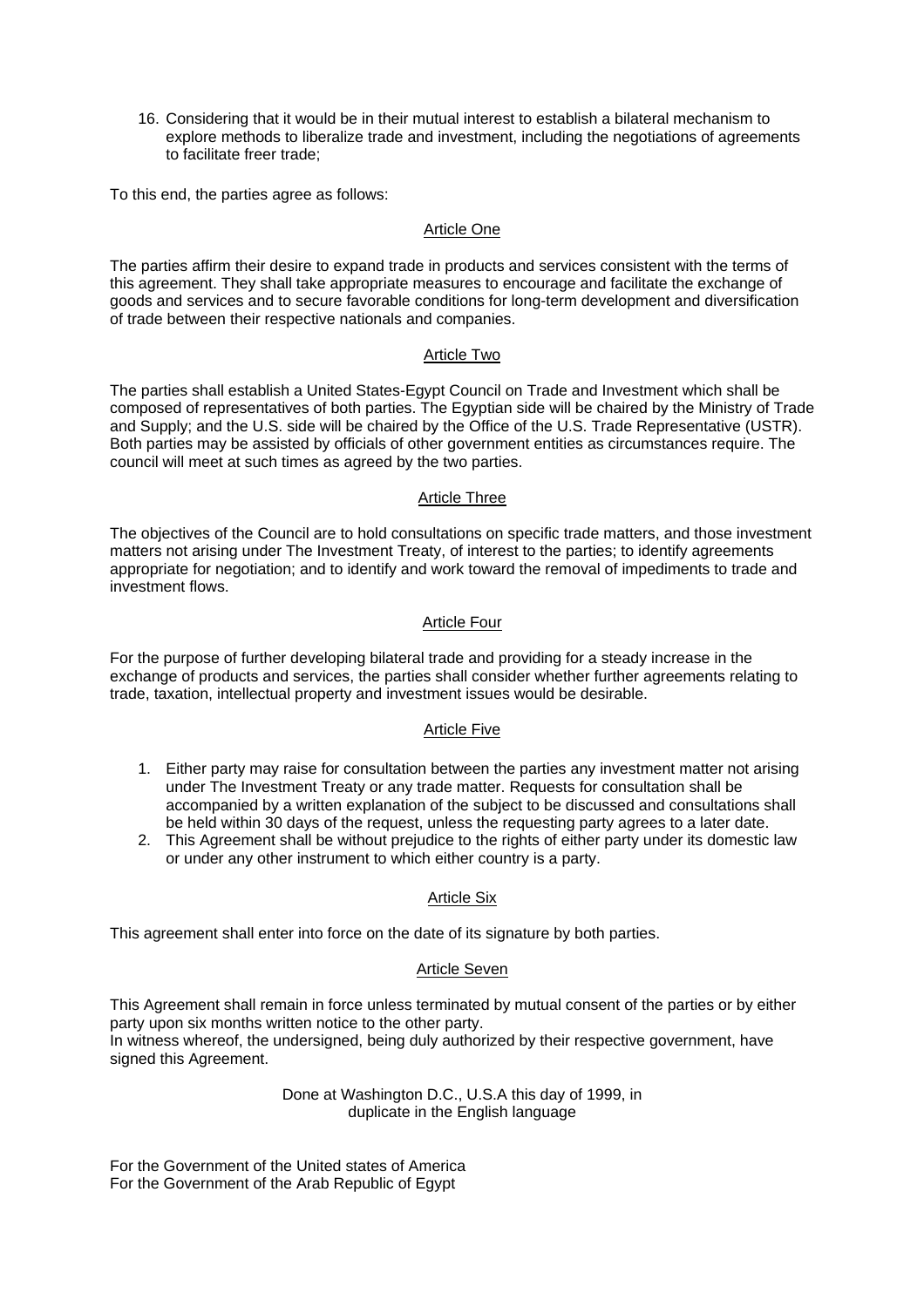16. Considering that it would be in their mutual interest to establish a bilateral mechanism to explore methods to liberalize trade and investment, including the negotiations of agreements to facilitate freer trade;

To this end, the parties agree as follows:

## Article One

The parties affirm their desire to expand trade in products and services consistent with the terms of this agreement. They shall take appropriate measures to encourage and facilitate the exchange of goods and services and to secure favorable conditions for long-term development and diversification of trade between their respective nationals and companies.

## Article Two

The parties shall establish a United States-Egypt Council on Trade and Investment which shall be composed of representatives of both parties. The Egyptian side will be chaired by the Ministry of Trade and Supply; and the U.S. side will be chaired by the Office of the U.S. Trade Representative (USTR). Both parties may be assisted by officials of other government entities as circumstances require. The council will meet at such times as agreed by the two parties.

## Article Three

The objectives of the Council are to hold consultations on specific trade matters, and those investment matters not arising under The Investment Treaty, of interest to the parties; to identify agreements appropriate for negotiation; and to identify and work toward the removal of impediments to trade and investment flows.

## Article Four

For the purpose of further developing bilateral trade and providing for a steady increase in the exchange of products and services, the parties shall consider whether further agreements relating to trade, taxation, intellectual property and investment issues would be desirable.

## Article Five

1. Either party may raise for consultation between the parties any investment matter not arising under The Investment Treaty or any trade matter. Requests for consultation shall be accompanied by a written explanation of the subject to be discussed and consultations shall be held within 30 days of the request, unless the requesting party agrees to a later date.
2. This Agreement shall be without prejudice to the rights of either party under its domestic law or under any other instrument to which either country is a party.

## Article Six

This agreement shall enter into force on the date of its signature by both parties.

## Article Seven

This Agreement shall remain in force unless terminated by mutual consent of the parties or by either party upon six months written notice to the other party.
In witness whereof, the undersigned, being duly authorized by their respective government, have signed this Agreement.

Done at Washington D.C., U.S.A this day of 1999, in duplicate in the English language

For the Government of the United states of America
For the Government of the Arab Republic of Egypt